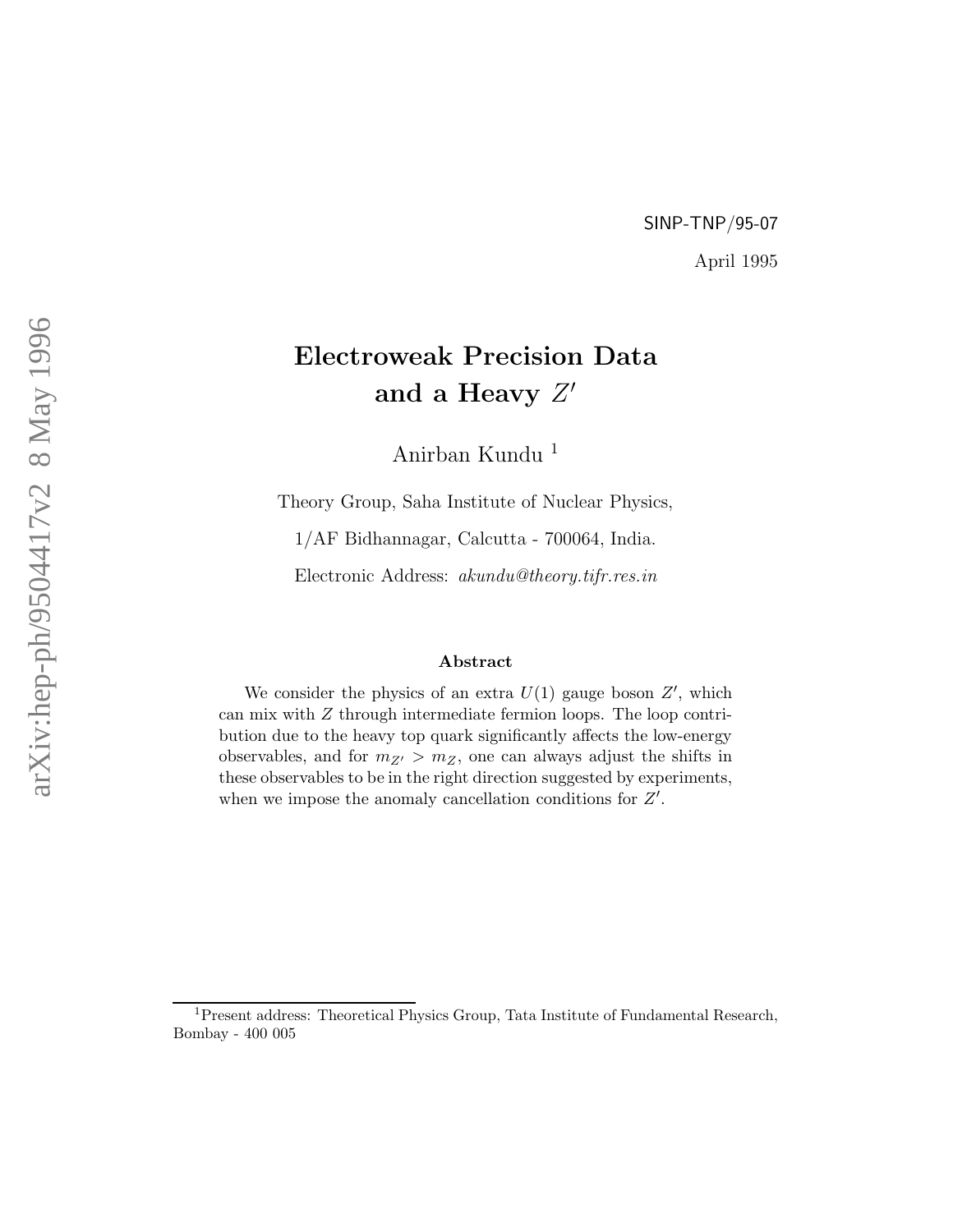SINP-TNP/95-07

April 1995

# Electroweak Precision Data and a Heavy $Z'$

Anirban Kundu [1]

Theory Group, Saha Institute of Nuclear Physics,

1/AF Bidhannagar, Calcutta - 700064, India.

Electronic Address: *akundu@theory.tifr.res.in*

### Abstract

We consider the physics of an extra $U(1)$ gauge boson $Z'$, which can mix with $Z$ through intermediate fermion loops. The loop contribution due to the heavy top quark significantly affects the low-energy observables, and for $m_{Z'} > m_Z$, one can always adjust the shifts in these observables to be in the right direction suggested by experiments, when we impose the anomaly cancellation conditions for $Z'$.

[1] Present address: Theoretical Physics Group, Tata Institute of Fundamental Research, Bombay - 400 005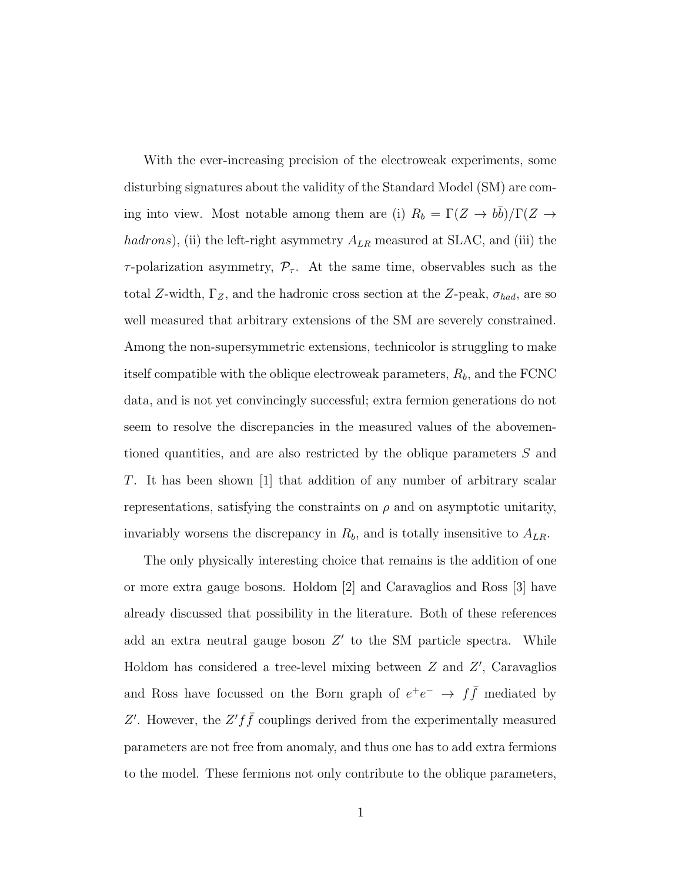With the ever-increasing precision of the electroweak experiments, some disturbing signatures about the validity of the Standard Model (SM) are coming into view. Most notable among them are (i) $R_b = \Gamma(Z \to b\bar{b})/\Gamma(Z \to hadrons)$, (ii) the left-right asymmetry $A_{LR}$ measured at SLAC, and (iii) the $\tau$-polarization asymmetry, $\mathcal{P}_\tau$. At the same time, observables such as the total $Z$-width, $\Gamma_Z$, and the hadronic cross section at the $Z$-peak, $\sigma_{had}$, are so well measured that arbitrary extensions of the SM are severely constrained. Among the non-supersymmetric extensions, technicolor is struggling to make itself compatible with the oblique electroweak parameters, $R_b$, and the FCNC data, and is not yet convincingly successful; extra fermion generations do not seem to resolve the discrepancies in the measured values of the abovementioned quantities, and are also restricted by the oblique parameters $S$ and $T$. It has been shown [1] that addition of any number of arbitrary scalar representations, satisfying the constraints on $\rho$ and on asymptotic unitarity, invariably worsens the discrepancy in $R_b$, and is totally insensitive to $A_{LR}$.

The only physically interesting choice that remains is the addition of one or more extra gauge bosons. Holdom [2] and Caravaglios and Ross [3] have already discussed that possibility in the literature. Both of these references add an extra neutral gauge boson $Z'$ to the SM particle spectra. While Holdom has considered a tree-level mixing between $Z$ and $Z'$, Caravaglios and Ross have focussed on the Born graph of $e^+e^- \to f\bar{f}$ mediated by $Z'$. However, the $Z'f\bar{f}$ couplings derived from the experimentally measured parameters are not free from anomaly, and thus one has to add extra fermions to the model. These fermions not only contribute to the oblique parameters,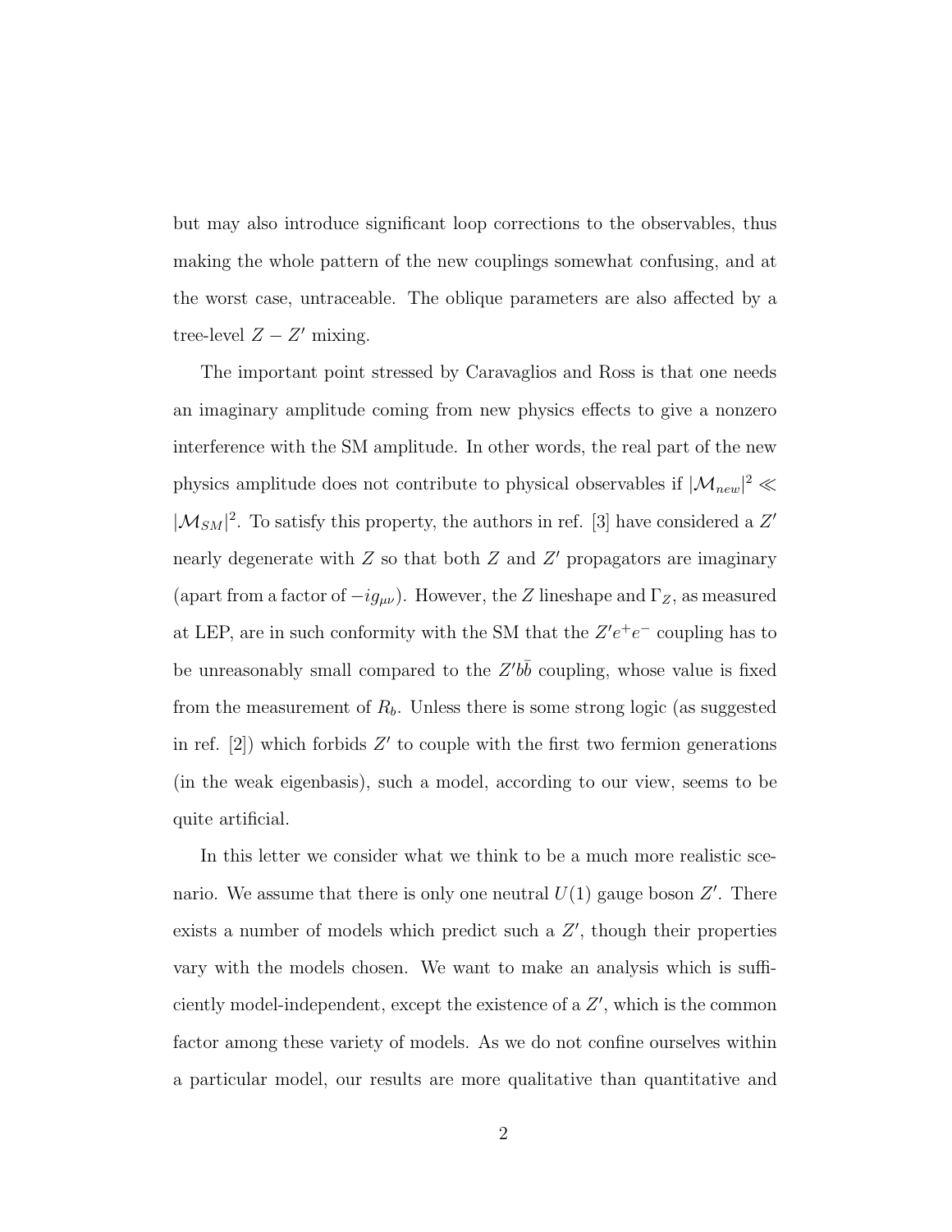but may also introduce significant loop corrections to the observables, thus making the whole pattern of the new couplings somewhat confusing, and at the worst case, untraceable. The oblique parameters are also affected by a tree-level $Z-Z'$ mixing.

The important point stressed by Caravaglios and Ross is that one needs an imaginary amplitude coming from new physics effects to give a nonzero interference with the SM amplitude. In other words, the real part of the new physics amplitude does not contribute to physical observables if $|\mathcal{M}_{new}|^2 \ll |\mathcal{M}_{SM}|^2$. To satisfy this property, the authors in ref. [3] have considered a $Z'$ nearly degenerate with $Z$ so that both $Z$ and $Z'$ propagators are imaginary (apart from a factor of $-ig_{\mu\nu}$). However, the $Z$ lineshape and $\Gamma_Z$, as measured at LEP, are in such conformity with the SM that the $Z'e^+e^-$ coupling has to be unreasonably small compared to the $Z'b\bar{b}$ coupling, whose value is fixed from the measurement of $R_b$. Unless there is some strong logic (as suggested in ref. [2]) which forbids $Z'$ to couple with the first two fermion generations (in the weak eigenbasis), such a model, according to our view, seems to be quite artificial.

In this letter we consider what we think to be a much more realistic scenario. We assume that there is only one neutral $U(1)$ gauge boson $Z'$. There exists a number of models which predict such a $Z'$, though their properties vary with the models chosen. We want to make an analysis which is sufficiently model-independent, except the existence of a $Z'$, which is the common factor among these variety of models. As we do not confine ourselves within a particular model, our results are more qualitative than quantitative and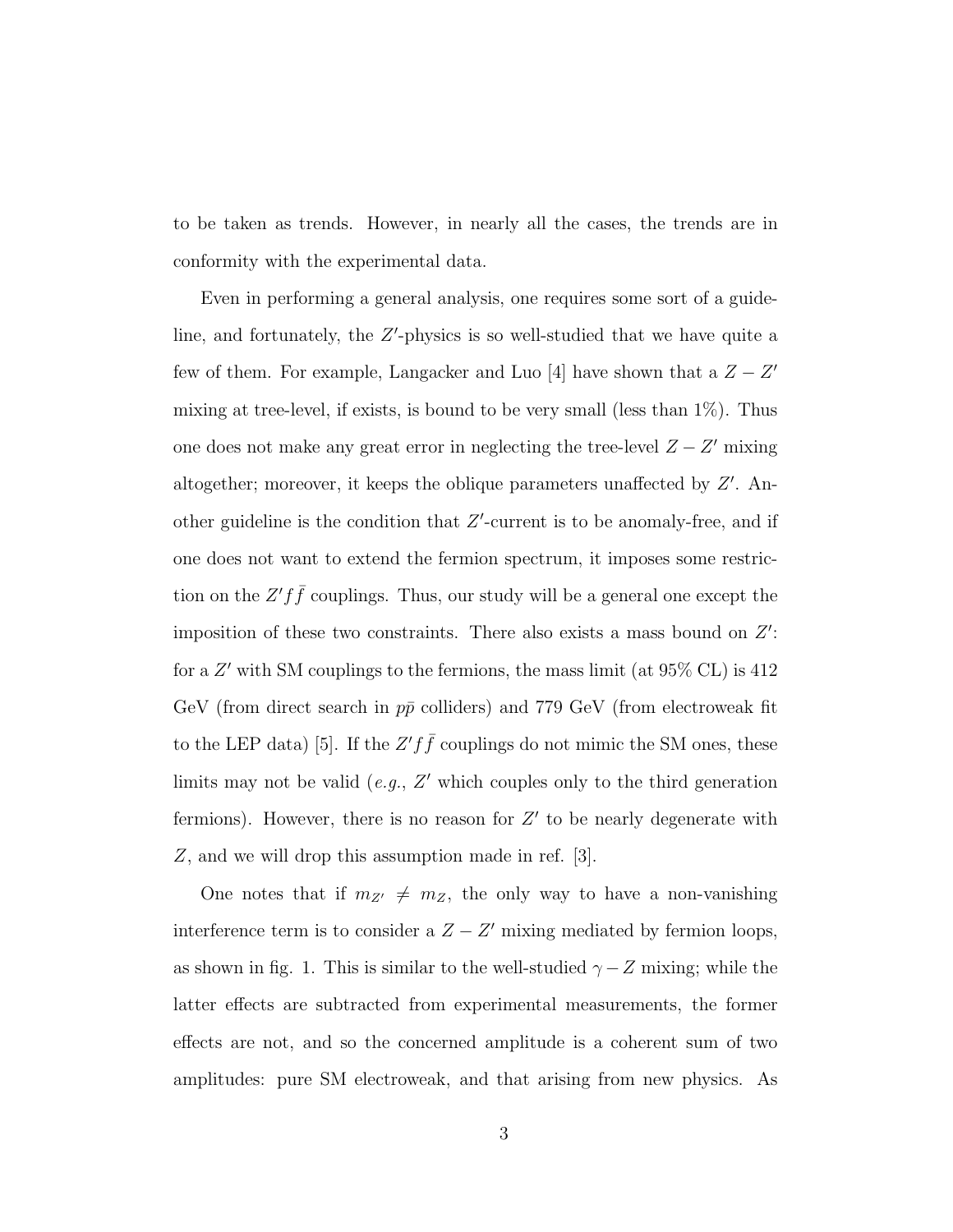to be taken as trends. However, in nearly all the cases, the trends are in conformity with the experimental data.

Even in performing a general analysis, one requires some sort of a guideline, and fortunately, the $Z'$-physics is so well-studied that we have quite a few of them. For example, Langacker and Luo [4] have shown that a $Z-Z'$ mixing at tree-level, if exists, is bound to be very small (less than 1%). Thus one does not make any great error in neglecting the tree-level $Z-Z'$ mixing altogether; moreover, it keeps the oblique parameters unaffected by $Z'$. Another guideline is the condition that $Z'$-current is to be anomaly-free, and if one does not want to extend the fermion spectrum, it imposes some restriction on the $Z'f\bar{f}$ couplings. Thus, our study will be a general one except the imposition of these two constraints. There also exists a mass bound on $Z'$: for a $Z'$ with SM couplings to the fermions, the mass limit (at 95% CL) is 412 GeV (from direct search in $p\bar{p}$ colliders) and 779 GeV (from electroweak fit to the LEP data) [5]. If the $Z'f\bar{f}$ couplings do not mimic the SM ones, these limits may not be valid (*e.g.*, $Z'$ which couples only to the third generation fermions). However, there is no reason for $Z'$ to be nearly degenerate with $Z$, and we will drop this assumption made in ref. [3].

One notes that if $m_{Z'} \neq m_Z$, the only way to have a non-vanishing interference term is to consider a $Z-Z'$ mixing mediated by fermion loops, as shown in fig. 1. This is similar to the well-studied $\gamma - Z$ mixing; while the latter effects are subtracted from experimental measurements, the former effects are not, and so the concerned amplitude is a coherent sum of two amplitudes: pure SM electroweak, and that arising from new physics. As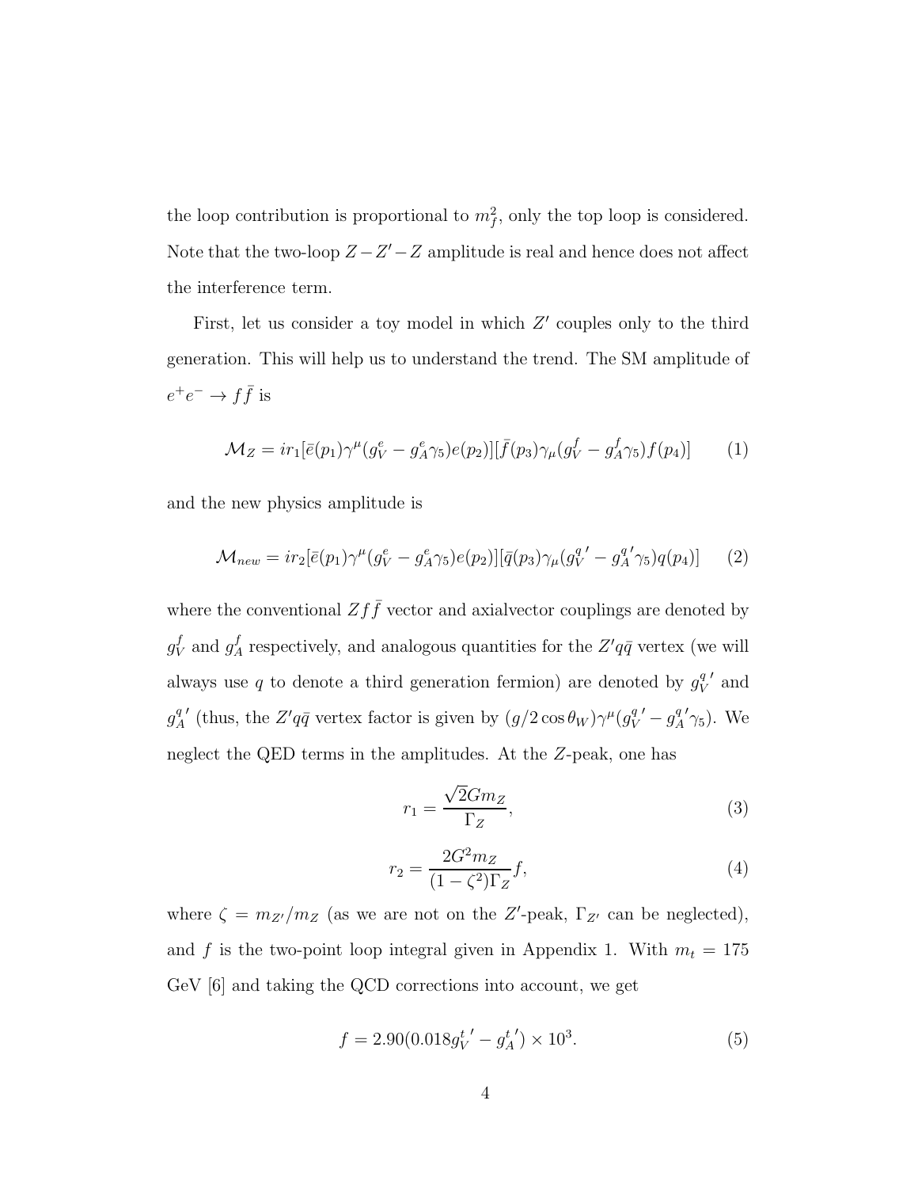the loop contribution is proportional to $m_f^2$, only the top loop is considered. Note that the two-loop $Z-Z'-Z$ amplitude is real and hence does not affect the interference term.

First, let us consider a toy model in which $Z'$ couples only to the third generation. This will help us to understand the trend. The SM amplitude of $e^+e^- \to f\bar{f}$ is

$$\mathcal{M}_Z = ir_1[\bar{e}(p_1)\gamma^\mu(g_V^e - g_A^e\gamma_5)e(p_2)][\bar{f}(p_3)\gamma_\mu(g_V^f - g_A^f\gamma_5)f(p_4)] \tag{1}$$

and the new physics amplitude is

$$\mathcal{M}_{new} = ir_2[\bar{e}(p_1)\gamma^\mu(g_V^e - g_A^e\gamma_5)e(p_2)][\bar{q}(p_3)\gamma_\mu(g_V^{q\,\prime} - g_A^{q\,\prime}\gamma_5)q(p_4)] \tag{2}$$

where the conventional $Zf\bar{f}$ vector and axialvector couplings are denoted by $g_V^f$ and $g_A^f$ respectively, and analogous quantities for the $Z'q\bar{q}$ vertex (we will always use $q$ to denote a third generation fermion) are denoted by $g_V^{q\,\prime}$ and $g_A^{q\,\prime}$ (thus, the $Z'q\bar{q}$ vertex factor is given by $(g/2\cos\theta_W)\gamma^\mu(g_V^{q\,\prime} - g_A^{q\,\prime}\gamma_5)$. We neglect the QED terms in the amplitudes. At the $Z$-peak, one has

$$r_1 = \frac{\sqrt{2}Gm_Z}{\Gamma_Z}, \tag{3}$$

$$r_2 = \frac{2G^2m_Z}{(1-\zeta^2)\Gamma_Z}f, \tag{4}$$

where $\zeta = m_{Z'}/m_Z$ (as we are not on the $Z'$-peak, $\Gamma_{Z'}$ can be neglected), and $f$ is the two-point loop integral given in Appendix 1. With $m_t = 175$ GeV [6] and taking the QCD corrections into account, we get

$$f = 2.90(0.018g_V^{t\,\prime} - g_A^{t\,\prime}) \times 10^3. \tag{5}$$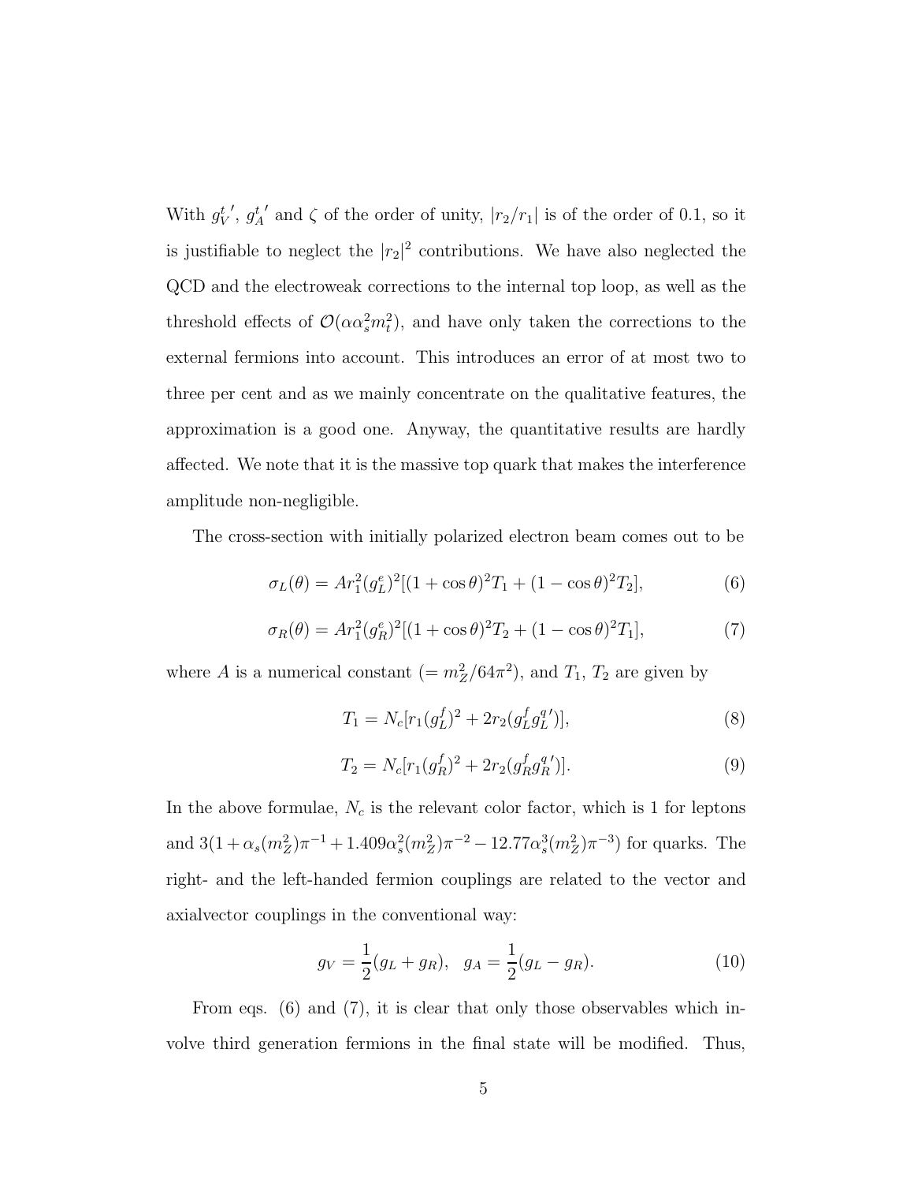With ${g_V^t}'$, ${g_A^t}'$ and $\zeta$ of the order of unity, $|r_2/r_1|$ is of the order of 0.1, so it is justifiable to neglect the $|r_2|^2$ contributions. We have also neglected the QCD and the electroweak corrections to the internal top loop, as well as the threshold effects of $\mathcal{O}(\alpha\alpha_s^2 m_t^2)$, and have only taken the corrections to the external fermions into account. This introduces an error of at most two to three per cent and as we mainly concentrate on the qualitative features, the approximation is a good one. Anyway, the quantitative results are hardly affected. We note that it is the massive top quark that makes the interference amplitude non-negligible.

The cross-section with initially polarized electron beam comes out to be

$$\sigma_L(\theta) = A r_1^2 (g_L^e)^2 [(1+\cos\theta)^2 T_1 + (1-\cos\theta)^2 T_2], \tag{6}$$

$$\sigma_R(\theta) = A r_1^2 (g_R^e)^2 [(1+\cos\theta)^2 T_2 + (1-\cos\theta)^2 T_1], \tag{7}$$

where $A$ is a numerical constant ($= m_Z^2/64\pi^2$), and $T_1$, $T_2$ are given by

$$T_1 = N_c [r_1 (g_L^f)^2 + 2 r_2 (g_L^f {g_L^q}')], \tag{8}$$

$$T_2 = N_c [r_1 (g_R^f)^2 + 2 r_2 (g_R^f {g_R^q}')]. \tag{9}$$

In the above formulae, $N_c$ is the relevant color factor, which is 1 for leptons and $3(1 + \alpha_s(m_Z^2)\pi^{-1} + 1.409\alpha_s^2(m_Z^2)\pi^{-2} - 12.77\alpha_s^3(m_Z^2)\pi^{-3})$ for quarks. The right- and the left-handed fermion couplings are related to the vector and axialvector couplings in the conventional way:

$$g_V = \frac{1}{2}(g_L + g_R), \quad g_A = \frac{1}{2}(g_L - g_R). \tag{10}$$

From eqs. (6) and (7), it is clear that only those observables which involve third generation fermions in the final state will be modified. Thus,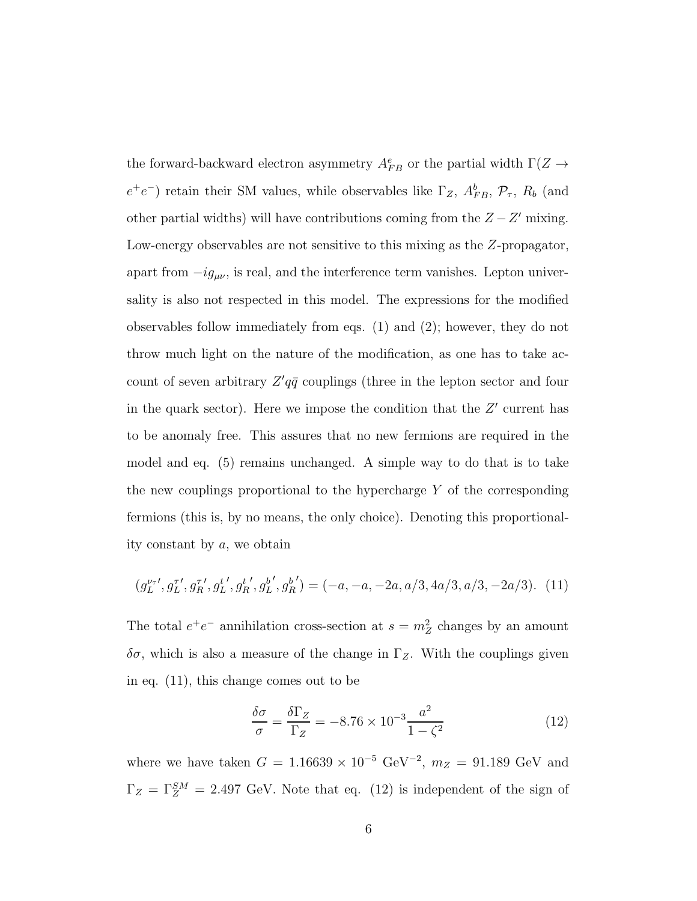the forward-backward electron asymmetry $A^e_{FB}$ or the partial width $\Gamma(Z \to e^+e^-)$ retain their SM values, while observables like $\Gamma_Z$, $A^b_{FB}$, $\mathcal{P}_\tau$, $R_b$ (and other partial widths) will have contributions coming from the $Z - Z'$ mixing. Low-energy observables are not sensitive to this mixing as the $Z$-propagator, apart from $-ig_{\mu\nu}$, is real, and the interference term vanishes. Lepton universality is also not respected in this model. The expressions for the modified observables follow immediately from eqs. (1) and (2); however, they do not throw much light on the nature of the modification, as one has to take account of seven arbitrary $Z'q\bar{q}$ couplings (three in the lepton sector and four in the quark sector). Here we impose the condition that the $Z'$ current has to be anomaly free. This assures that no new fermions are required in the model and eq. (5) remains unchanged. A simple way to do that is to take the new couplings proportional to the hypercharge $Y$ of the corresponding fermions (this is, by no means, the only choice). Denoting this proportionality constant by $a$, we obtain

$$(g_L^{\nu_\tau\prime}, g_L^{\tau\prime}, g_R^{\tau\prime}, g_L^{t\prime}, g_R^{t\prime}, g_L^{b\prime}, g_R^{b\prime}) = (-a, -a, -2a, a/3, 4a/3, a/3, -2a/3). \quad (11)$$

The total $e^+e^-$ annihilation cross-section at $s = m_Z^2$ changes by an amount $\delta\sigma$, which is also a measure of the change in $\Gamma_Z$. With the couplings given in eq. (11), this change comes out to be

$$\frac{\delta\sigma}{\sigma} = \frac{\delta\Gamma_Z}{\Gamma_Z} = -8.76 \times 10^{-3} \frac{a^2}{1-\zeta^2} \quad (12)$$

where we have taken $G = 1.16639 \times 10^{-5}$ GeV$^{-2}$, $m_Z = 91.189$ GeV and $\Gamma_Z = \Gamma_Z^{SM} = 2.497$ GeV. Note that eq. (12) is independent of the sign of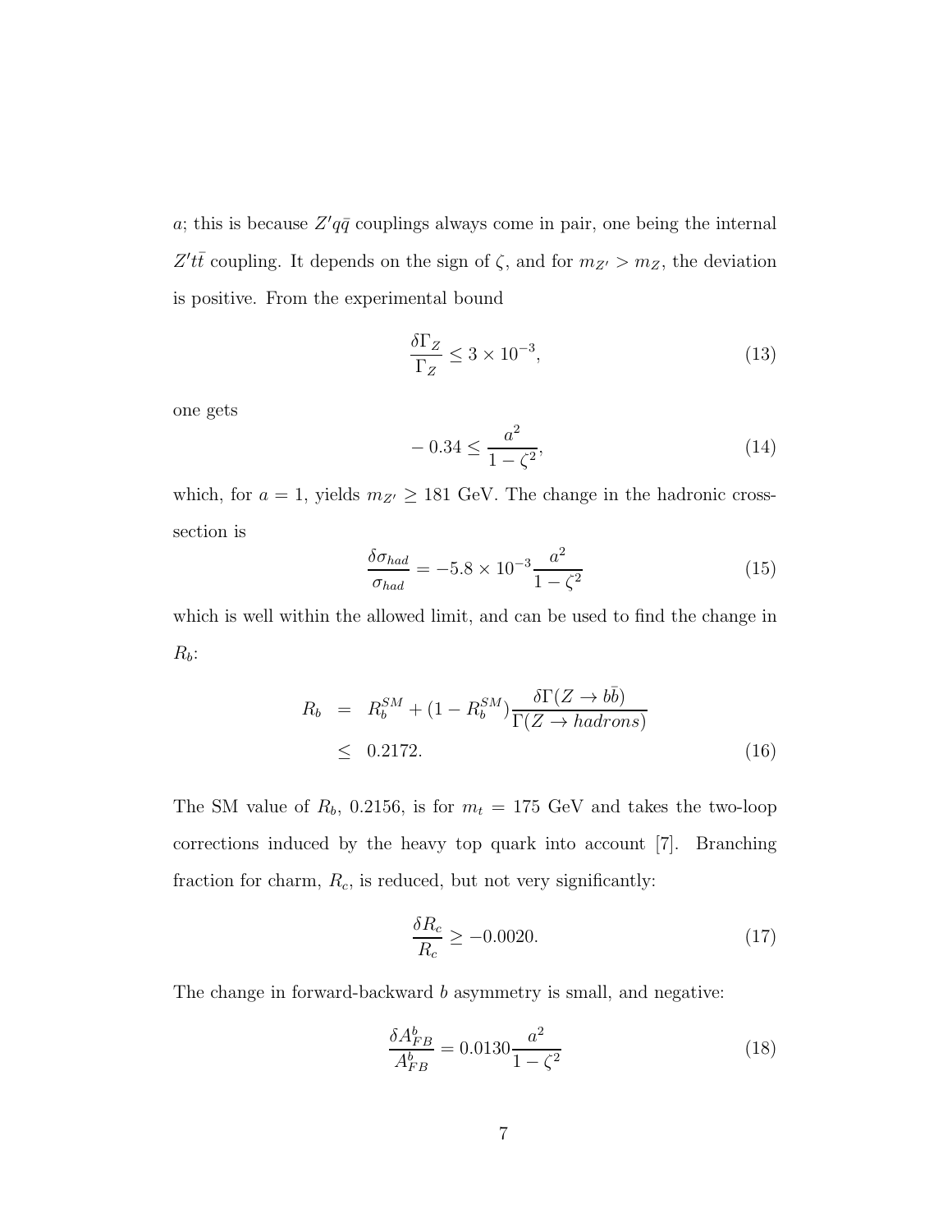$a$; this is because $Z'q\bar{q}$ couplings always come in pair, one being the internal $Z't\bar{t}$ coupling. It depends on the sign of $\zeta$, and for $m_{Z'} > m_Z$, the deviation is positive. From the experimental bound

$$\frac{\delta\Gamma_Z}{\Gamma_Z} \leq 3 \times 10^{-3}, \tag{13}$$

one gets

$$-0.34 \leq \frac{a^2}{1-\zeta^2}, \tag{14}$$

which, for $a = 1$, yields $m_{Z'} \geq 181$ GeV. The change in the hadronic cross-section is

$$\frac{\delta\sigma_{had}}{\sigma_{had}} = -5.8 \times 10^{-3} \frac{a^2}{1-\zeta^2} \tag{15}$$

which is well within the allowed limit, and can be used to find the change in $R_b$:

$$\begin{aligned} R_b &= R_b^{SM} + (1 - R_b^{SM}) \frac{\delta\Gamma(Z \to b\bar{b})}{\Gamma(Z \to hadrons)} \\ &\leq 0.2172. \end{aligned} \tag{16}$$

The SM value of $R_b$, 0.2156, is for $m_t = 175$ GeV and takes the two-loop corrections induced by the heavy top quark into account [7]. Branching fraction for charm, $R_c$, is reduced, but not very significantly:

$$\frac{\delta R_c}{R_c} \geq -0.0020. \tag{17}$$

The change in forward-backward $b$ asymmetry is small, and negative:

$$\frac{\delta A_{FB}^b}{A_{FB}^b} = 0.0130 \frac{a^2}{1-\zeta^2} \tag{18}$$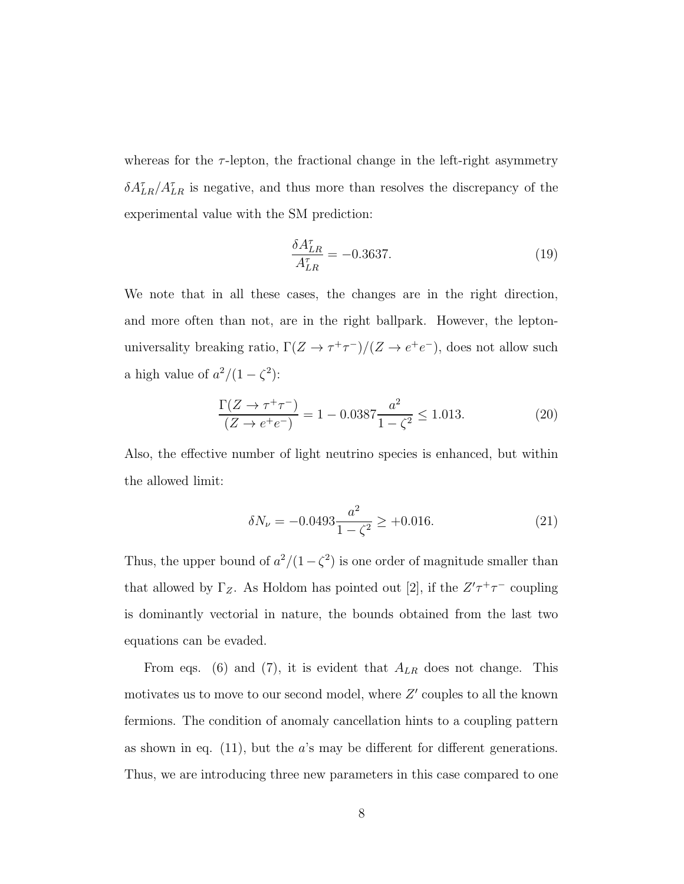whereas for the $\tau$-lepton, the fractional change in the left-right asymmetry $\delta A_{LR}^{\tau}/A_{LR}^{\tau}$ is negative, and thus more than resolves the discrepancy of the experimental value with the SM prediction:

$$\frac{\delta A_{LR}^{\tau}}{A_{LR}^{\tau}} = -0.3637. \tag{19}$$

We note that in all these cases, the changes are in the right direction, and more often than not, are in the right ballpark. However, the lepton-universality breaking ratio, $\Gamma(Z \to \tau^+\tau^-)/(Z \to e^+e^-)$, does not allow such a high value of $a^2/(1-\zeta^2)$:

$$\frac{\Gamma(Z \to \tau^+\tau^-)}{(Z \to e^+e^-)} = 1 - 0.0387\frac{a^2}{1-\zeta^2} \leq 1.013. \tag{20}$$

Also, the effective number of light neutrino species is enhanced, but within the allowed limit:

$$\delta N_\nu = -0.0493\frac{a^2}{1-\zeta^2} \geq +0.016. \tag{21}$$

Thus, the upper bound of $a^2/(1-\zeta^2)$ is one order of magnitude smaller than that allowed by $\Gamma_Z$. As Holdom has pointed out [2], if the $Z'\tau^+\tau^-$ coupling is dominantly vectorial in nature, the bounds obtained from the last two equations can be evaded.

From eqs. (6) and (7), it is evident that $A_{LR}$ does not change. This motivates us to move to our second model, where $Z'$ couples to all the known fermions. The condition of anomaly cancellation hints to a coupling pattern as shown in eq. (11), but the $a$'s may be different for different generations. Thus, we are introducing three new parameters in this case compared to one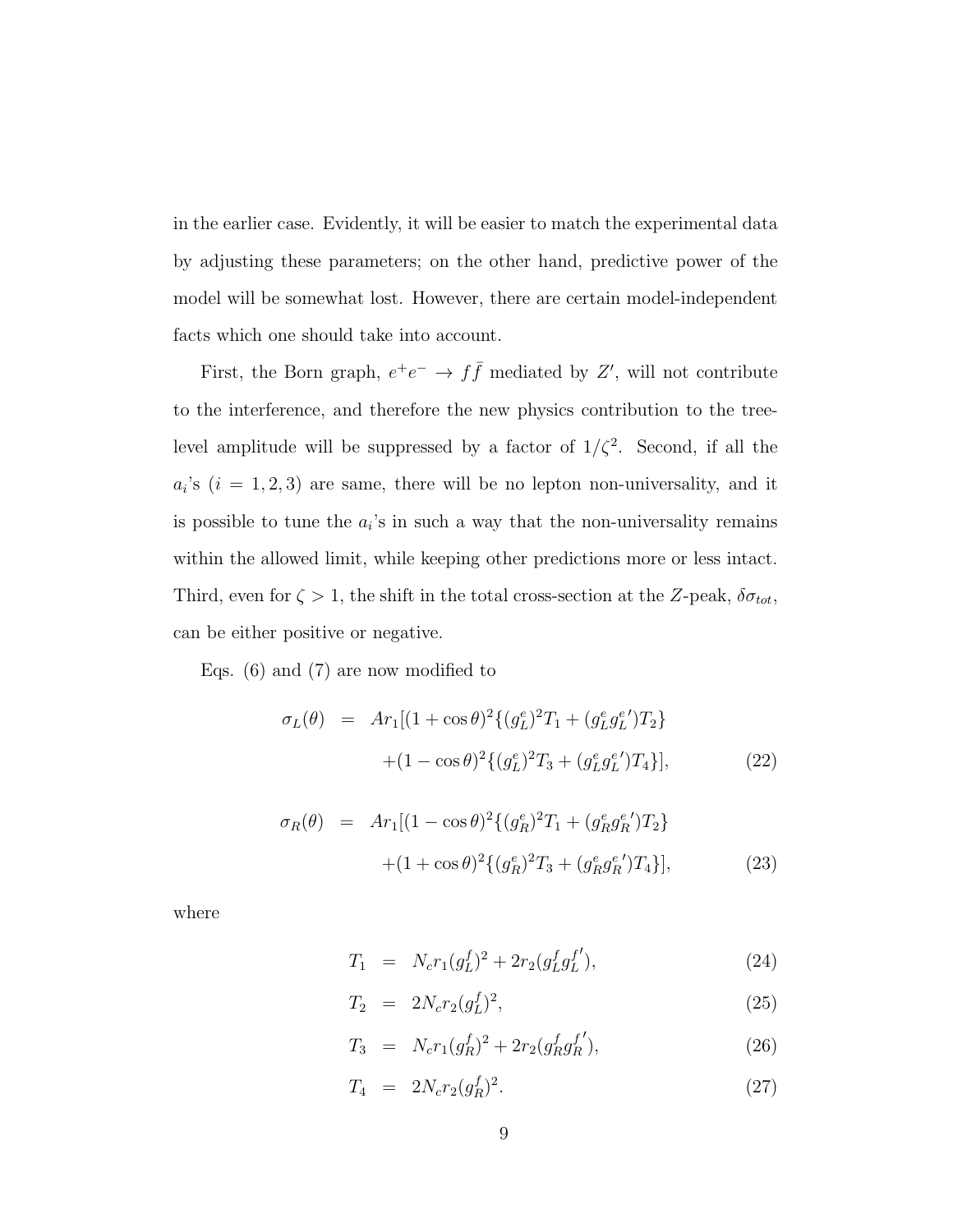in the earlier case. Evidently, it will be easier to match the experimental data by adjusting these parameters; on the other hand, predictive power of the model will be somewhat lost. However, there are certain model-independent facts which one should take into account.

First, the Born graph, $e^+e^- \to f\bar{f}$ mediated by $Z'$, will not contribute to the interference, and therefore the new physics contribution to the tree-level amplitude will be suppressed by a factor of $1/\zeta^2$. Second, if all the $a_i$'s ($i = 1, 2, 3$) are same, there will be no lepton non-universality, and it is possible to tune the $a_i$'s in such a way that the non-universality remains within the allowed limit, while keeping other predictions more or less intact. Third, even for $\zeta > 1$, the shift in the total cross-section at the $Z$-peak, $\delta\sigma_{tot}$, can be either positive or negative.

Eqs. (6) and (7) are now modified to

$$
\begin{aligned}
\sigma_L(\theta) &= Ar_1[(1+\cos\theta)^2\{(g_L^e)^2 T_1 + (g_L^e g_L^{e\prime})T_2\} \\
&\qquad +(1-\cos\theta)^2\{(g_L^e)^2 T_3 + (g_L^e g_L^{e\prime})T_4\}],
\end{aligned}
\tag{22}
$$

$$
\begin{aligned}
\sigma_R(\theta) &= Ar_1[(1-\cos\theta)^2\{(g_R^e)^2 T_1 + (g_R^e g_R^{e\prime})T_2\} \\
&\qquad +(1+\cos\theta)^2\{(g_R^e)^2 T_3 + (g_R^e g_R^{e\prime})T_4\}],
\end{aligned}
\tag{23}
$$

where

$$
T_1 = N_c r_1 (g_L^f)^2 + 2r_2(g_L^f g_L^{f\prime}), \tag{24}
$$

$$
T_2 = 2N_c r_2 (g_L^f)^2, \tag{25}
$$

$$
T_3 = N_c r_1 (g_R^f)^2 + 2r_2(g_R^f g_R^{f\prime}), \tag{26}
$$

$$
T_4 = 2N_c r_2 (g_R^f)^2. \tag{27}
$$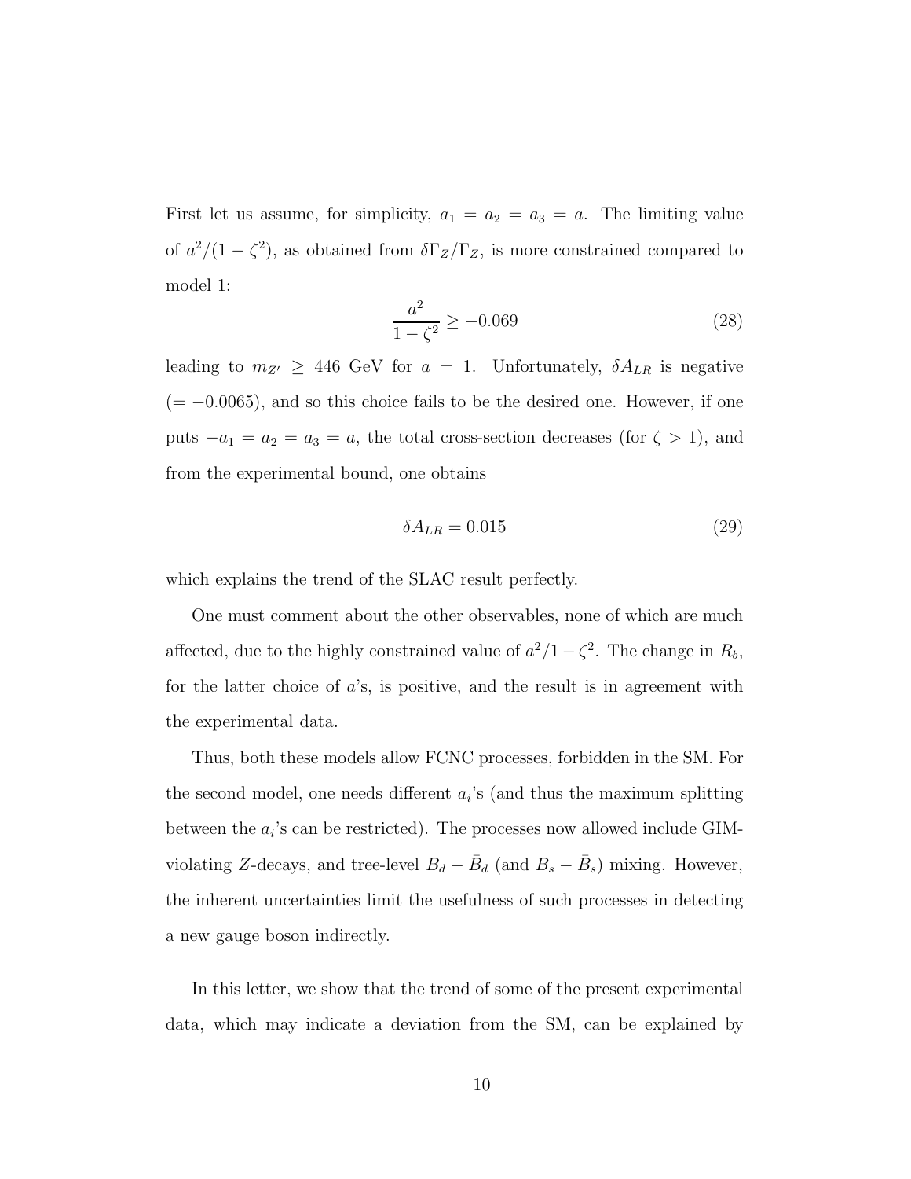First let us assume, for simplicity, $a_1 = a_2 = a_3 = a$. The limiting value of $a^2/(1-\zeta^2)$, as obtained from $\delta\Gamma_Z/\Gamma_Z$, is more constrained compared to model 1:

$$\frac{a^2}{1-\zeta^2} \geq -0.069 \tag{28}$$

leading to $m_{Z'} \geq 446$ GeV for $a = 1$. Unfortunately, $\delta A_{LR}$ is negative ($= -0.0065$), and so this choice fails to be the desired one. However, if one puts $-a_1 = a_2 = a_3 = a$, the total cross-section decreases (for $\zeta > 1$), and from the experimental bound, one obtains

$$\delta A_{LR} = 0.015 \tag{29}$$

which explains the trend of the SLAC result perfectly.

One must comment about the other observables, none of which are much affected, due to the highly constrained value of $a^2/1-\zeta^2$. The change in $R_b$, for the latter choice of $a$'s, is positive, and the result is in agreement with the experimental data.

Thus, both these models allow FCNC processes, forbidden in the SM. For the second model, one needs different $a_i$'s (and thus the maximum splitting between the $a_i$'s can be restricted). The processes now allowed include GIM-violating $Z$-decays, and tree-level $B_d - \bar{B}_d$ (and $B_s - \bar{B}_s$) mixing. However, the inherent uncertainties limit the usefulness of such processes in detecting a new gauge boson indirectly.

In this letter, we show that the trend of some of the present experimental data, which may indicate a deviation from the SM, can be explained by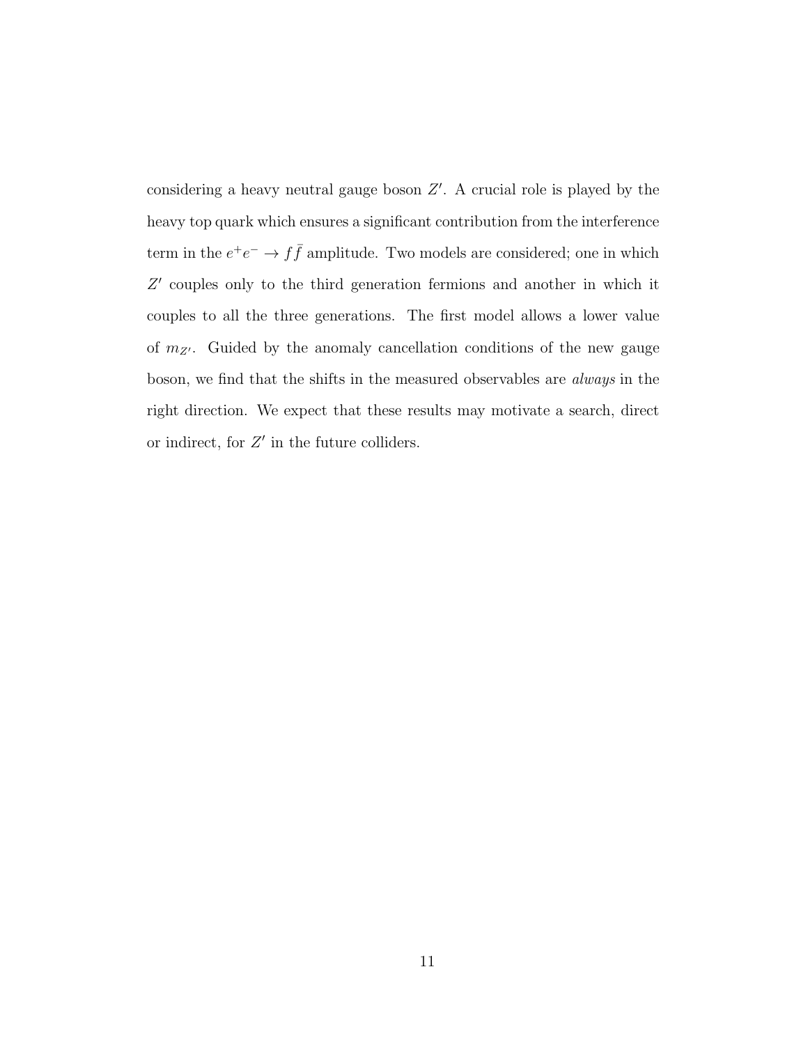considering a heavy neutral gauge boson $Z'$. A crucial role is played by the heavy top quark which ensures a significant contribution from the interference term in the $e^+e^- \to f\bar{f}$ amplitude. Two models are considered; one in which $Z'$ couples only to the third generation fermions and another in which it couples to all the three generations. The first model allows a lower value of $m_{Z'}$. Guided by the anomaly cancellation conditions of the new gauge boson, we find that the shifts in the measured observables are *always* in the right direction. We expect that these results may motivate a search, direct or indirect, for $Z'$ in the future colliders.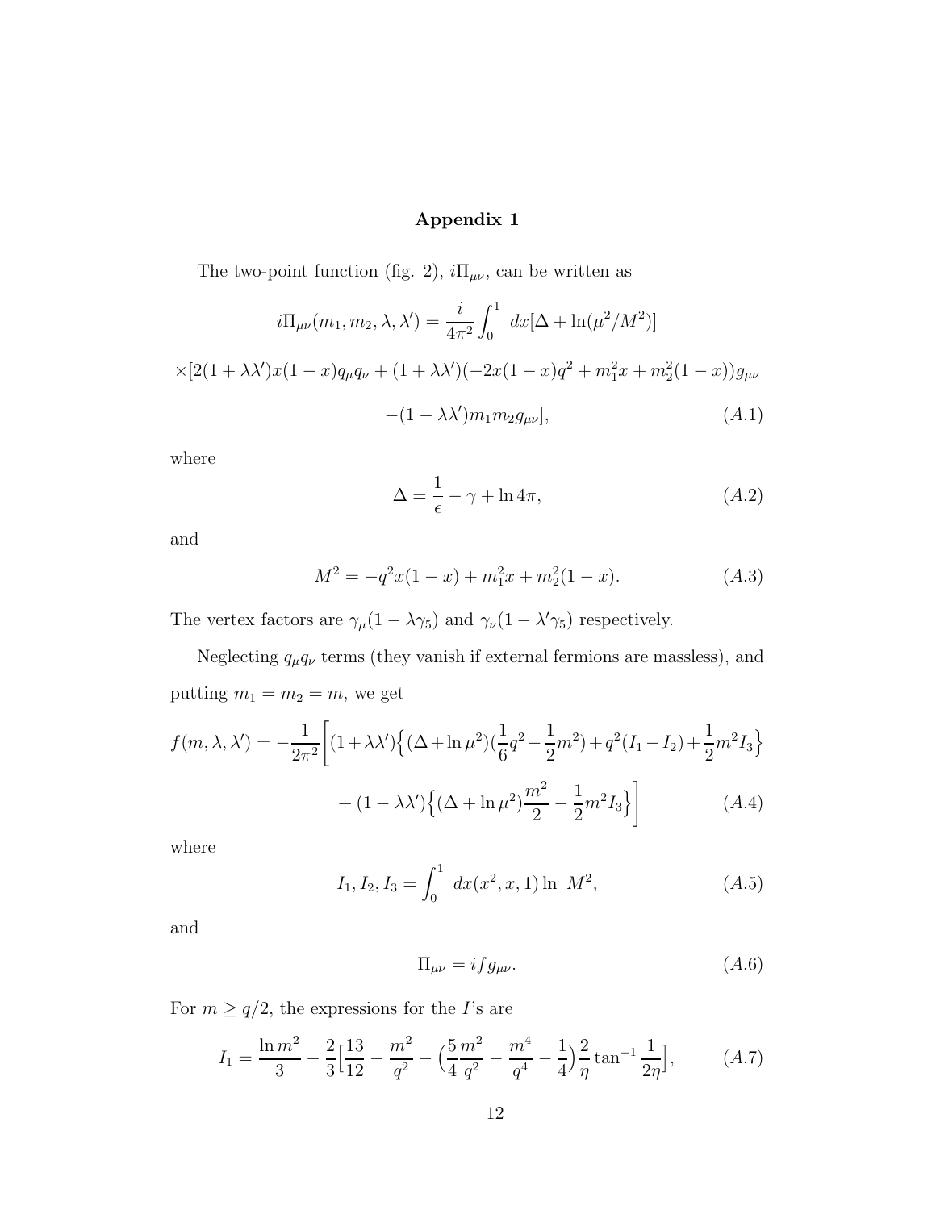## Appendix 1

The two-point function (fig. 2), $i\Pi_{\mu\nu}$, can be written as

$$i\Pi_{\mu\nu}(m_1, m_2, \lambda, \lambda') = \frac{i}{4\pi^2}\int_0^1 \, dx[\Delta + \ln(\mu^2/M^2)]$$

$$\times[2(1+\lambda\lambda')x(1-x)q_\mu q_\nu + (1+\lambda\lambda')(-2x(1-x)q^2 + m_1^2 x + m_2^2(1-x))g_{\mu\nu}$$

$$-(1-\lambda\lambda')m_1 m_2 g_{\mu\nu}], \tag{A.1}$$

where

$$\Delta = \frac{1}{\epsilon} - \gamma + \ln 4\pi, \tag{A.2}$$

and

$$M^2 = -q^2 x(1-x) + m_1^2 x + m_2^2(1-x). \tag{A.3}$$

The vertex factors are $\gamma_\mu(1-\lambda\gamma_5)$ and $\gamma_\nu(1-\lambda'\gamma_5)$ respectively.

Neglecting $q_\mu q_\nu$ terms (they vanish if external fermions are massless), and putting $m_1 = m_2 = m$, we get

$$f(m,\lambda,\lambda') = -\frac{1}{2\pi^2}\bigg[(1+\lambda\lambda')\Big\{(\Delta+\ln\mu^2)(\frac{1}{6}q^2 - \frac{1}{2}m^2) + q^2(I_1 - I_2) + \frac{1}{2}m^2 I_3\Big\}$$

$$+ (1-\lambda\lambda')\Big\{(\Delta+\ln\mu^2)\frac{m^2}{2} - \frac{1}{2}m^2 I_3\Big\}\bigg] \tag{A.4}$$

where

$$I_1, I_2, I_3 = \int_0^1 \, dx(x^2, x, 1)\ln \, M^2, \tag{A.5}$$

and

$$\Pi_{\mu\nu} = if g_{\mu\nu}. \tag{A.6}$$

For $m \geq q/2$, the expressions for the $I$'s are

$$I_1 = \frac{\ln m^2}{3} - \frac{2}{3}\Big[\frac{13}{12} - \frac{m^2}{q^2} - \Big(\frac{5}{4}\frac{m^2}{q^2} - \frac{m^4}{q^4} - \frac{1}{4}\Big)\frac{2}{\eta}\tan^{-1}\frac{1}{2\eta}\Big], \tag{A.7}$$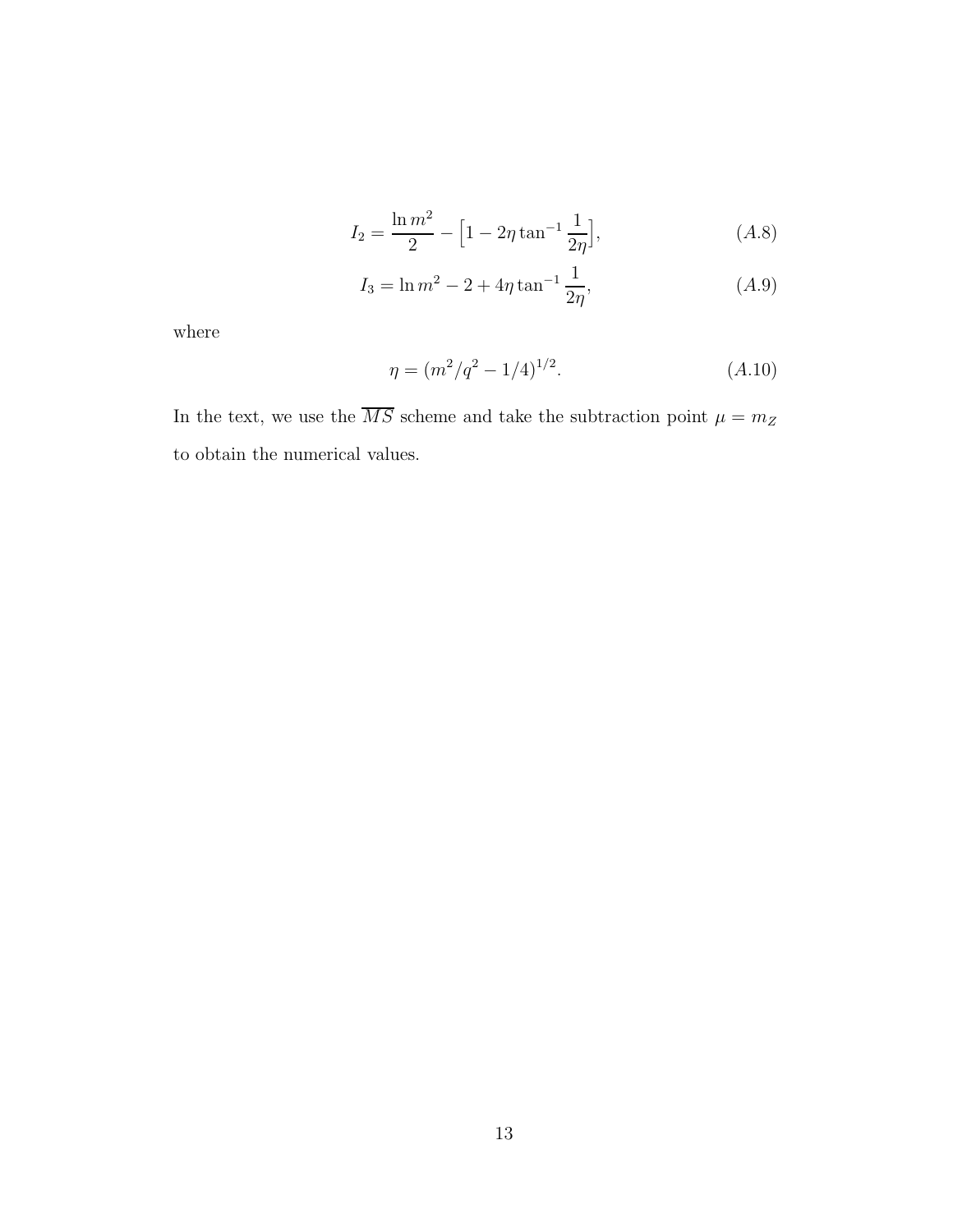$$I_2 = \frac{\ln m^2}{2} - \Big[1 - 2\eta \tan^{-1}\frac{1}{2\eta}\Big], \tag{A.8}$$

$$I_3 = \ln m^2 - 2 + 4\eta \tan^{-1}\frac{1}{2\eta}, \tag{A.9}$$

where

$$\eta = (m^2/q^2 - 1/4)^{1/2}. \tag{A.10}$$

In the text, we use the $\overline{MS}$ scheme and take the subtraction point $\mu = m_Z$ to obtain the numerical values.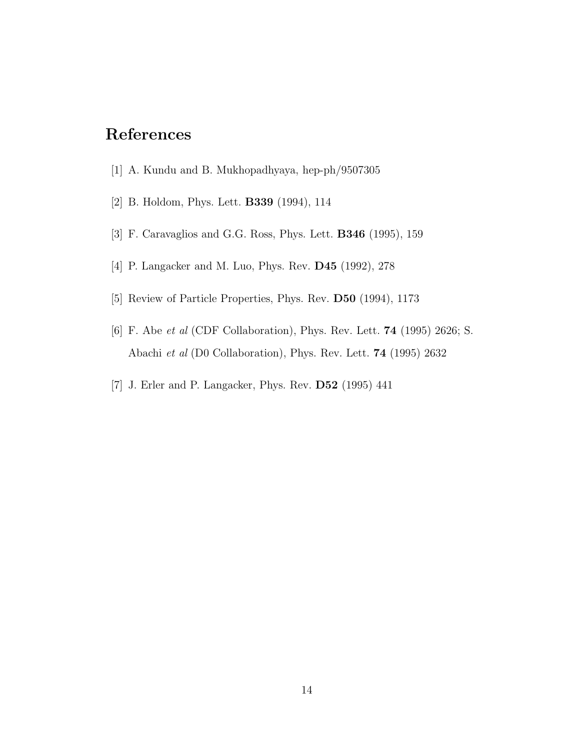# References

[1] A. Kundu and B. Mukhopadhyaya, hep-ph/9507305

[2] B. Holdom, Phys. Lett. **B339** (1994), 114

[3] F. Caravaglios and G.G. Ross, Phys. Lett. **B346** (1995), 159

[4] P. Langacker and M. Luo, Phys. Rev. **D45** (1992), 278

[5] Review of Particle Properties, Phys. Rev. **D50** (1994), 1173

[6] F. Abe *et al* (CDF Collaboration), Phys. Rev. Lett. **74** (1995) 2626; S. Abachi *et al* (D0 Collaboration), Phys. Rev. Lett. **74** (1995) 2632

[7] J. Erler and P. Langacker, Phys. Rev. **D52** (1995) 441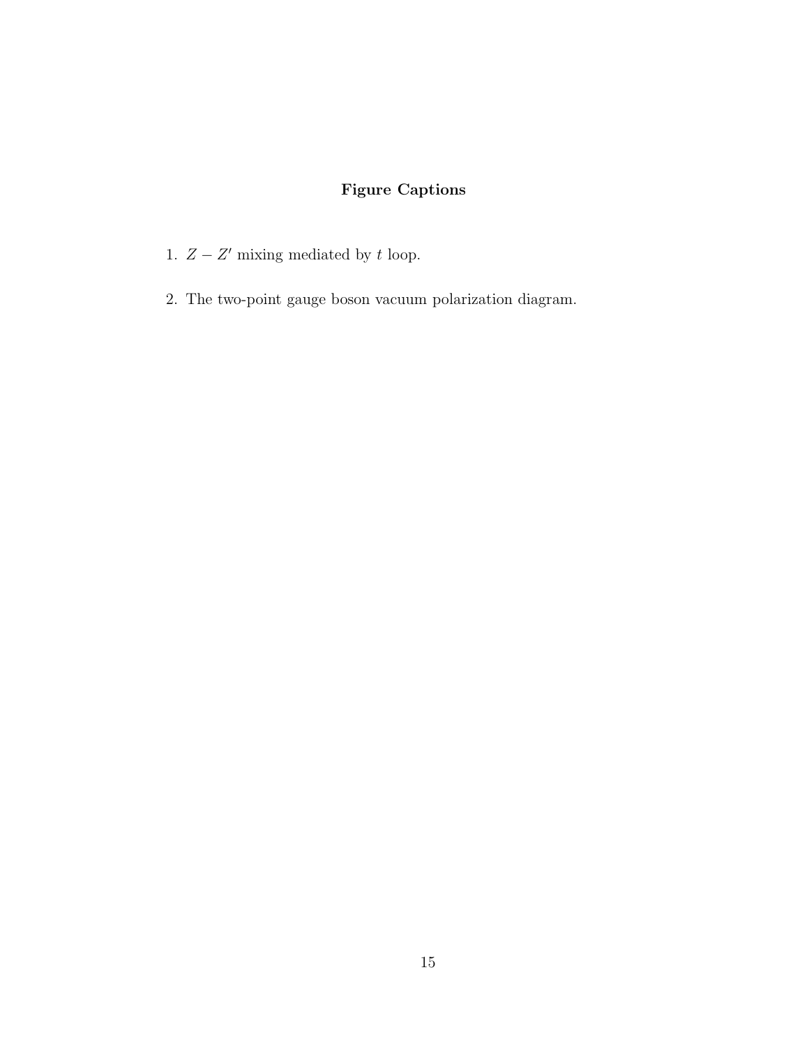## Figure Captions

1. $Z - Z'$ mixing mediated by $t$ loop.

2. The two-point gauge boson vacuum polarization diagram.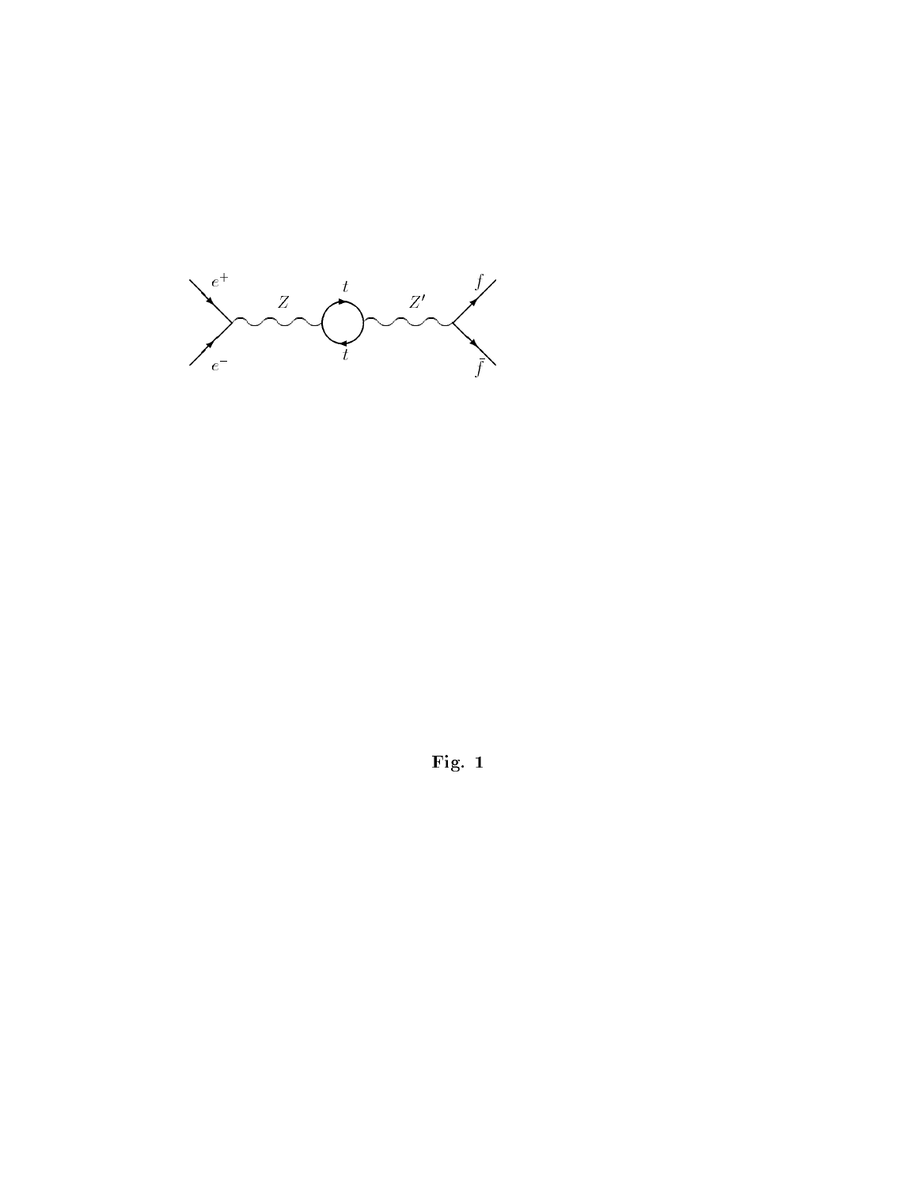**Fig. 1**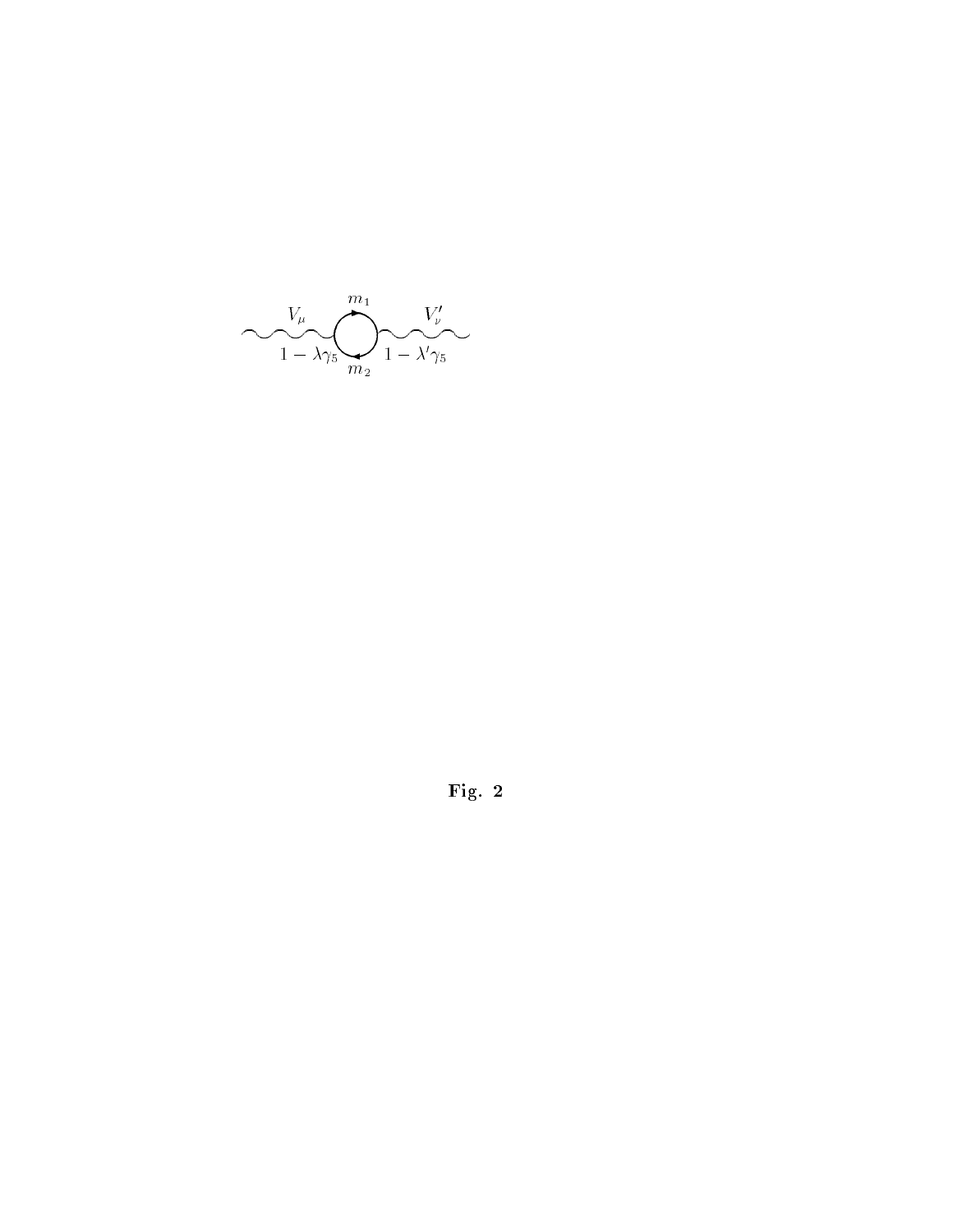$V_\mu$

$m_1$

$V'_\nu$

$1 - \lambda\gamma_5$

$m_2$

$1 - \lambda'\gamma_5$

**Fig. 2**